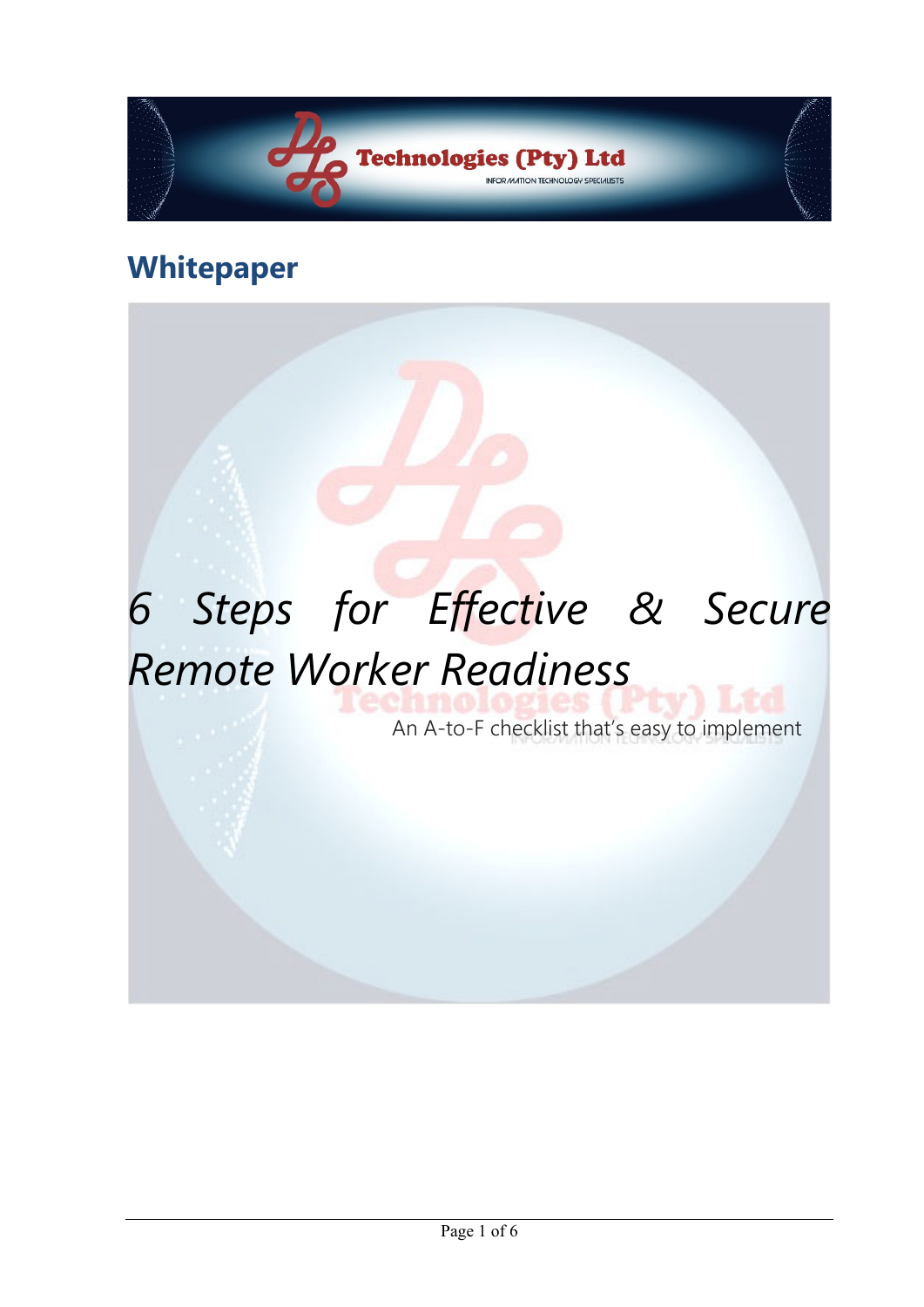## Whitepaper

# *6 Steps for Effective & Secure Remote Worker Readiness*

An A-to-F checklist that's easy to implement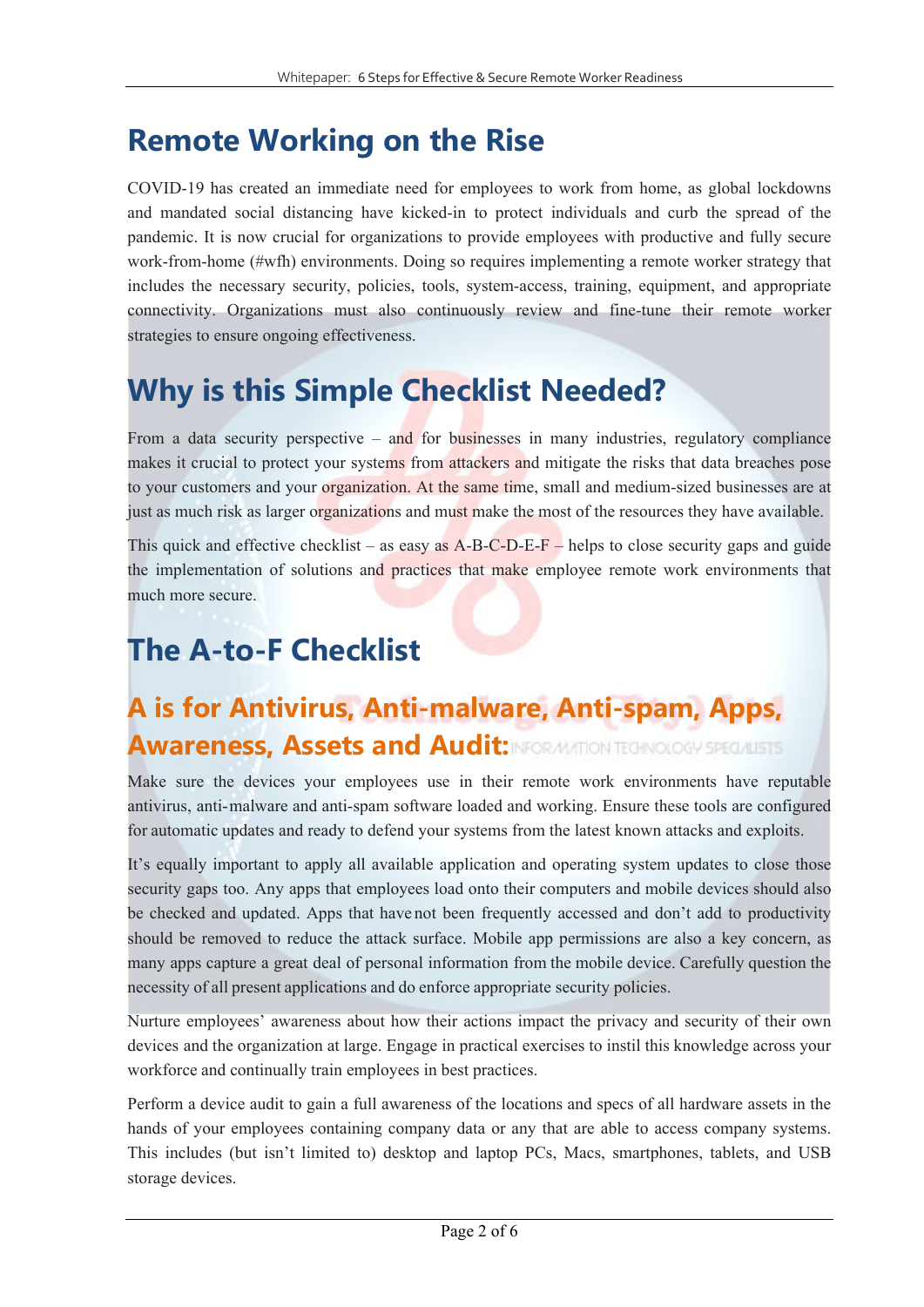# Remote Working on the Rise

COVID-19 has created an immediate need for employees to work from home, as global lockdowns and mandated social distancing have kicked-in to protect individuals and curb the spread of the pandemic. It is now crucial for organizations to provide employees with productive and fully secure work-from-home (#wfh) environments. Doing so requires implementing a remote worker strategy that includes the necessary security, policies, tools, system-access, training, equipment, and appropriate connectivity. Organizations must also continuously review and fine-tune their remote worker strategies to ensure ongoing effectiveness.

# Why is this Simple Checklist Needed?

From a data security perspective – and for businesses in many industries, regulatory compliance makes it crucial to protect your systems from attackers and mitigate the risks that data breaches pose to your customers and your organization. At the same time, small and medium-sized businesses are at just as much risk as larger organizations and must make the most of the resources they have available.

This quick and effective checklist – as easy as A-B-C-D-E-F – helps to close security gaps and guide the implementation of solutions and practices that make employee remote work environments that much more secure.

# The A-to-F Checklist

## A is for Antivirus, Anti-malware, Anti-spam, Apps, Awareness, Assets and Audit:

Make sure the devices your employees use in their remote work environments have reputable antivirus, anti-malware and anti-spam software loaded and working. Ensure these tools are configured for automatic updates and ready to defend your systems from the latest known attacks and exploits.

It's equally important to apply all available application and operating system updates to close those security gaps too. Any apps that employees load onto their computers and mobile devices should also be checked and updated. Apps that have not been frequently accessed and don't add to productivity should be removed to reduce the attack surface. Mobile app permissions are also a key concern, as many apps capture a great deal of personal information from the mobile device. Carefully question the necessity of all present applications and do enforce appropriate security policies.

Nurture employees' awareness about how their actions impact the privacy and security of their own devices and the organization at large. Engage in practical exercises to instil this knowledge across your workforce and continually train employees in best practices.

Perform a device audit to gain a full awareness of the locations and specs of all hardware assets in the hands of your employees containing company data or any that are able to access company systems. This includes (but isn't limited to) desktop and laptop PCs, Macs, smartphones, tablets, and USB storage devices.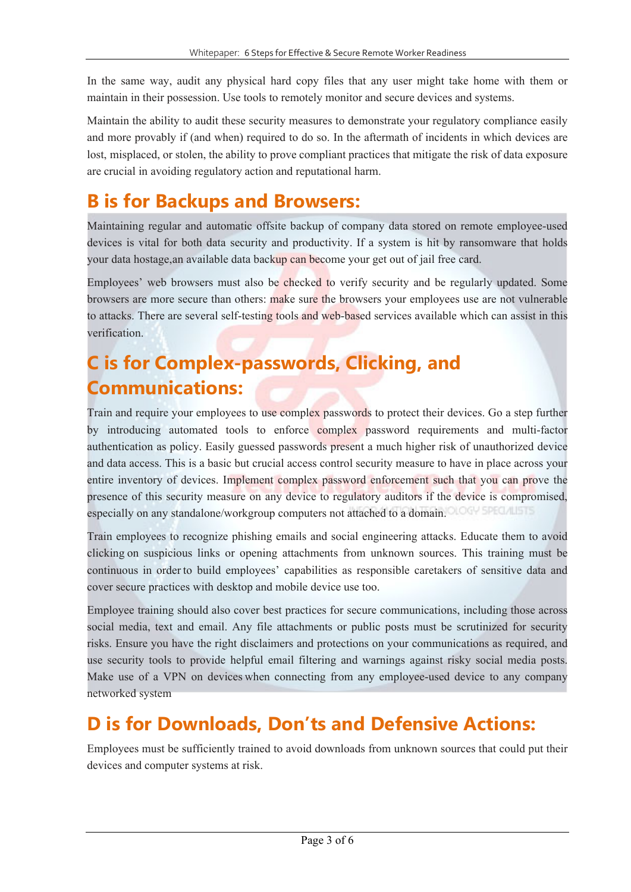In the same way, audit any physical hard copy files that any user might take home with them or maintain in their possession. Use tools to remotely monitor and secure devices and systems.

Maintain the ability to audit these security measures to demonstrate your regulatory compliance easily and more provably if (and when) required to do so. In the aftermath of incidents in which devices are lost, misplaced, or stolen, the ability to prove compliant practices that mitigate the risk of data exposure are crucial in avoiding regulatory action and reputational harm.

## B is for Backups and Browsers:

Maintaining regular and automatic offsite backup of company data stored on remote employee-used devices is vital for both data security and productivity. If a system is hit by ransomware that holds your data hostage,an available data backup can become your get out of jail free card.

Employees' web browsers must also be checked to verify security and be regularly updated. Some browsers are more secure than others: make sure the browsers your employees use are not vulnerable to attacks. There are several self-testing tools and web-based services available which can assist in this verification.

## C is for Complex-passwords, Clicking, and Communications:

Train and require your employees to use complex passwords to protect their devices. Go a step further by introducing automated tools to enforce complex password requirements and multi-factor authentication as policy. Easily guessed passwords present a much higher risk of unauthorized device and data access. This is a basic but crucial access control security measure to have in place across your entire inventory of devices. Implement complex password enforcement such that you can prove the presence of this security measure on any device to regulatory auditors if the device is compromised, especially on any standalone/workgroup computers not attached to a domain.

Train employees to recognize phishing emails and social engineering attacks. Educate them to avoid clicking on suspicious links or opening attachments from unknown sources. This training must be continuous in order to build employees' capabilities as responsible caretakers of sensitive data and cover secure practices with desktop and mobile device use too.

Employee training should also cover best practices for secure communications, including those across social media, text and email. Any file attachments or public posts must be scrutinized for security risks. Ensure you have the right disclaimers and protections on your communications as required, and use security tools to provide helpful email filtering and warnings against risky social media posts. Make use of a VPN on devices when connecting from any employee-used device to any company networked system

## D is for Downloads, Don'ts and Defensive Actions:

Employees must be sufficiently trained to avoid downloads from unknown sources that could put their devices and computer systems at risk.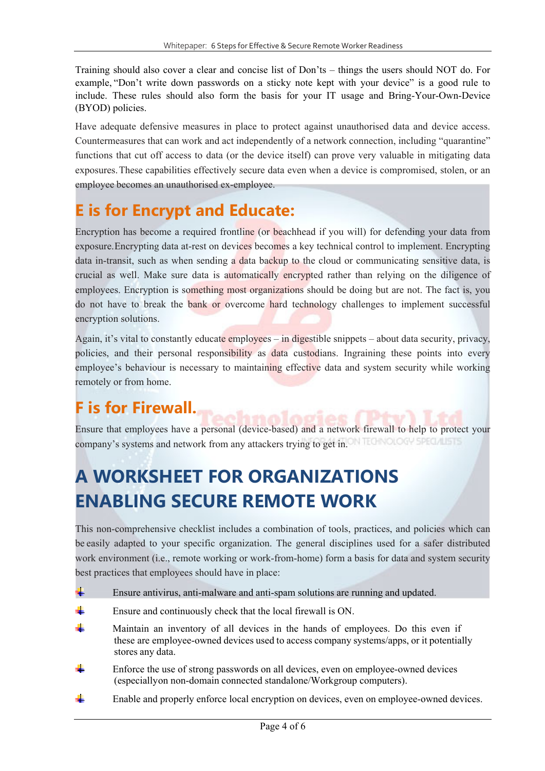Training should also cover a clear and concise list of Don'ts – things the users should NOT do. For example, "Don't write down passwords on a sticky note kept with your device" is a good rule to include. These rules should also form the basis for your IT usage and Bring-Your-Own-Device (BYOD) policies.

Have adequate defensive measures in place to protect against unauthorised data and device access. Countermeasures that can work and act independently of a network connection, including "quarantine" functions that cut off access to data (or the device itself) can prove very valuable in mitigating data exposures. These capabilities effectively secure data even when a device is compromised, stolen, or an employee becomes an unauthorised ex-employee.

## E is for Encrypt and Educate:

Encryption has become a required frontline (or beachhead if you will) for defending your data from exposure. Encrypting data at-rest on devices becomes a key technical control to implement. Encrypting data in-transit, such as when sending a data backup to the cloud or communicating sensitive data, is crucial as well. Make sure data is automatically encrypted rather than relying on the diligence of employees. Encryption is something most organizations should be doing but are not. The fact is, you do not have to break the bank or overcome hard technology challenges to implement successful encryption solutions.

Again, it's vital to constantly educate employees – in digestible snippets – about data security, privacy, policies, and their personal responsibility as data custodians. Ingraining these points into every employee's behaviour is necessary to maintaining effective data and system security while working remotely or from home.

## F is for Firewall.

Ensure that employees have a personal (device-based) and a network firewall to help to protect your company's systems and network from any attackers trying to get in.

# A WORKSHEET FOR ORGANIZATIONS ENABLING SECURE REMOTE WORK

This non-comprehensive checklist includes a combination of tools, practices, and policies which can be easily adapted to your specific organization. The general disciplines used for a safer distributed work environment (i.e., remote working or work-from-home) form a basis for data and system security best practices that employees should have in place:

- Ensure antivirus, anti-malware and anti-spam solutions are running and updated.
- Ensure and continuously check that the local firewall is ON.
- Maintain an inventory of all devices in the hands of employees. Do this even if these are employee-owned devices used to access company systems/apps, or it potentially stores any data.
- Enforce the use of strong passwords on all devices, even on employee-owned devices (especiallyon non-domain connected standalone/Workgroup computers).
- Enable and properly enforce local encryption on devices, even on employee-owned devices.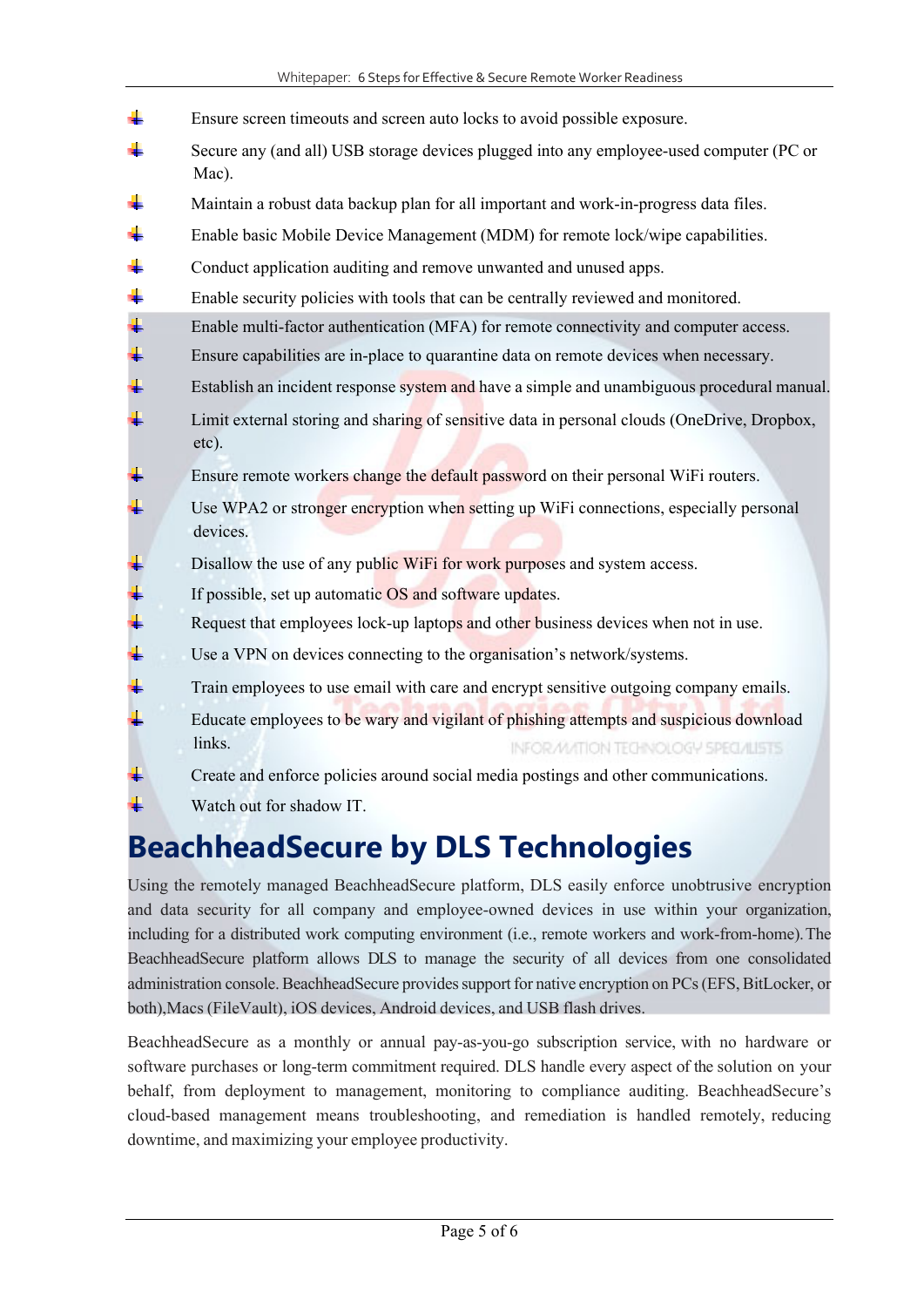- Ensure screen timeouts and screen auto locks to avoid possible exposure.
- Secure any (and all) USB storage devices plugged into any employee-used computer (PC or Mac).
- Maintain a robust data backup plan for all important and work-in-progress data files.
- Enable basic Mobile Device Management (MDM) for remote lock/wipe capabilities.
- Conduct application auditing and remove unwanted and unused apps.
- Enable security policies with tools that can be centrally reviewed and monitored.
- Enable multi-factor authentication (MFA) for remote connectivity and computer access.
- Ensure capabilities are in-place to quarantine data on remote devices when necessary.
- Establish an incident response system and have a simple and unambiguous procedural manual.
- Limit external storing and sharing of sensitive data in personal clouds (OneDrive, Dropbox, etc).
- Ensure remote workers change the default password on their personal WiFi routers.
- Use WPA2 or stronger encryption when setting up WiFi connections, especially personal devices.
- Disallow the use of any public WiFi for work purposes and system access.
- If possible, set up automatic OS and software updates.
- Request that employees lock-up laptops and other business devices when not in use.
- Use a VPN on devices connecting to the organisation's network/systems.
- Train employees to use email with care and encrypt sensitive outgoing company emails.
- Educate employees to be wary and vigilant of phishing attempts and suspicious download links.
- Create and enforce policies around social media postings and other communications.
- Watch out for shadow IT.

# BeachheadSecure by DLS Technologies

Using the remotely managed BeachheadSecure platform, DLS easily enforce unobtrusive encryption and data security for all company and employee-owned devices in use within your organization, including for a distributed work computing environment (i.e., remote workers and work-from-home). The BeachheadSecure platform allows DLS to manage the security of all devices from one consolidated administration console. BeachheadSecure provides support for native encryption on PCs (EFS, BitLocker, or both),Macs (FileVault), iOS devices, Android devices, and USB flash drives.

BeachheadSecure as a monthly or annual pay-as-you-go subscription service, with no hardware or software purchases or long-term commitment required. DLS handle every aspect of the solution on your behalf, from deployment to management, monitoring to compliance auditing. BeachheadSecure's cloud-based management means troubleshooting, and remediation is handled remotely, reducing downtime, and maximizing your employee productivity.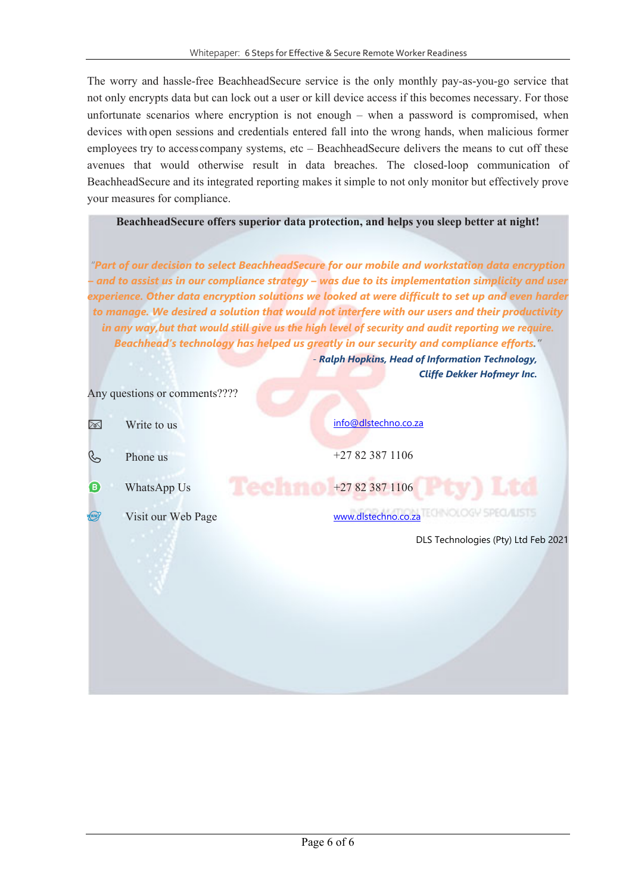The worry and hassle-free BeachheadSecure service is the only monthly pay-as-you-go service that not only encrypts data but can lock out a user or kill device access if this becomes necessary. For those unfortunate scenarios where encryption is not enough – when a password is compromised, when devices with open sessions and credentials entered fall into the wrong hands, when malicious former employees try to access company systems, etc – BeachheadSecure delivers the means to cut off these avenues that would otherwise result in data breaches. The closed-loop communication of BeachheadSecure and its integrated reporting makes it simple to not only monitor but effectively prove your measures for compliance.

**BeachheadSecure offers superior data protection, and helps you sleep better at night!**

*"Part of our decision to select BeachheadSecure for our mobile and workstation data encryption – and to assist us in our compliance strategy – was due to its implementation simplicity and user experience. Other data encryption solutions we looked at were difficult to set up and even harder to manage. We desired a solution that would not interfere with our users and their productivity in any way,but that would still give us the high level of security and audit reporting we require. Beachhead's technology has helped us greatly in our security and compliance efforts."*

- ***Ralph Hopkins, Head of Information Technology, Cliffe Dekker Hofmeyr Inc.***

Any questions or comments????

| | |
|---|---|
| Write to us | info@dlstechno.co.za |
| Phone us | +27 82 387 1106 |
| WhatsApp Us | +27 82 387 1106 |
| Visit our Web Page | www.dlstechno.co.za |

DLS Technologies (Pty) Ltd Feb 2021